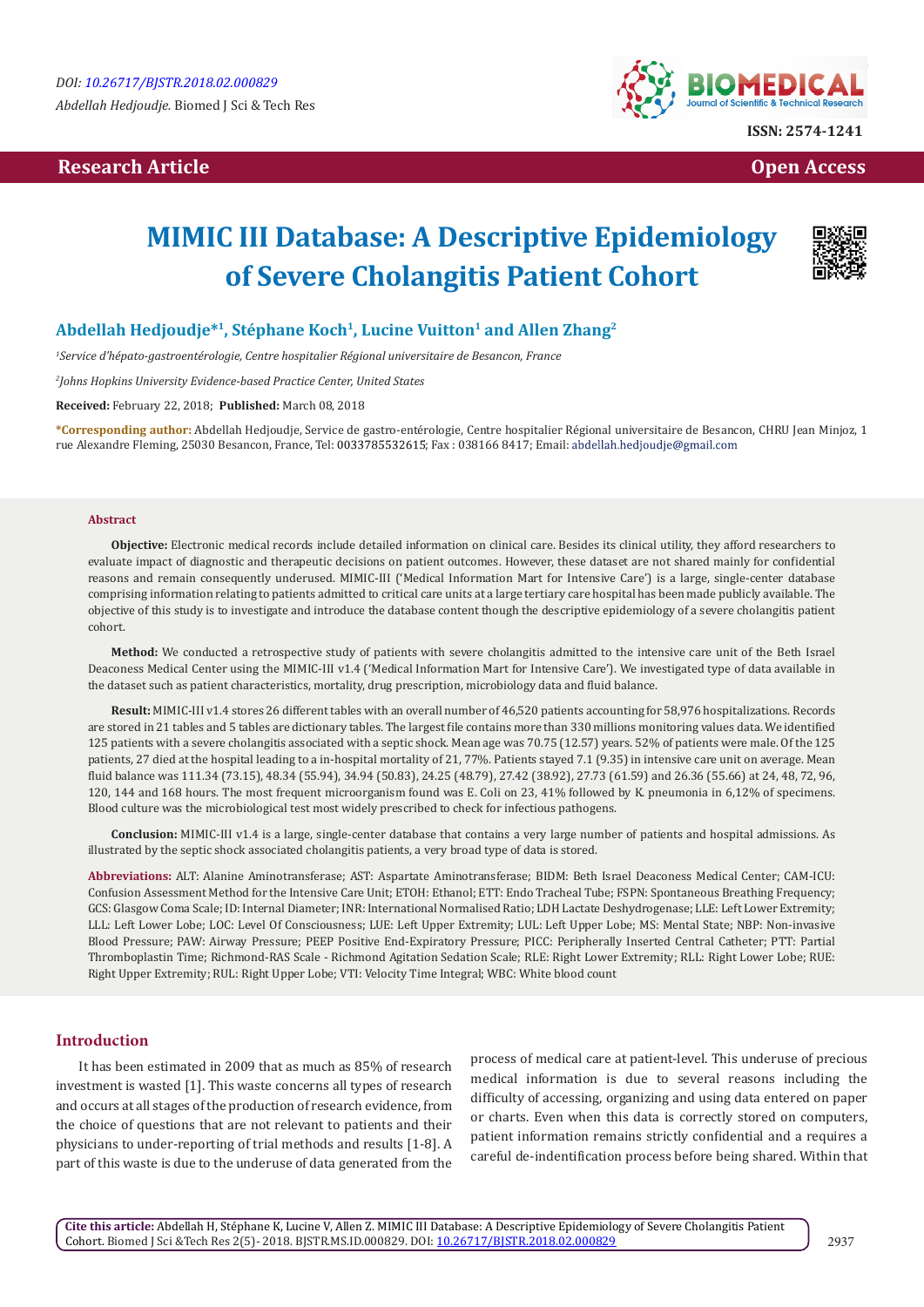DOI: 10.26717/BJSTR.2018.02.000829

*Abdellah Hedjoudje.* Biomed J Sci & Tech Res

ISSN: 2574-1241

**Research Article** **Open Access**

# MIMIC III Database: A Descriptive Epidemiology of Severe Cholangitis Patient Cohort

**Abdellah Hedjoudje*[1], Stéphane Koch[1], Lucine Vuitton[1] and Allen Zhang[2]**

[1]*Service d'hépato-gastroentérologie, Centre hospitalier Régional universitaire de Besancon, France*

[2]*Johns Hopkins University Evidence-based Practice Center, United States*

**Received:** February 22, 2018; **Published:** March 08, 2018

**\*Corresponding author:** Abdellah Hedjoudje, Service de gastro-entérologie, Centre hospitalier Régional universitaire de Besancon, CHRU Jean Minjoz, 1 rue Alexandre Fleming, 25030 Besancon, France, Tel: 0033785532615; Fax : 038166 8417; Email: abdellah.hedjoudje@gmail.com

## Abstract

**Objective:** Electronic medical records include detailed information on clinical care. Besides its clinical utility, they afford researchers to evaluate impact of diagnostic and therapeutic decisions on patient outcomes. However, these dataset are not shared mainly for confidential reasons and remain consequently underused. MIMIC-III ('Medical Information Mart for Intensive Care') is a large, single-center database comprising information relating to patients admitted to critical care units at a large tertiary care hospital has been made publicly available. The objective of this study is to investigate and introduce the database content though the descriptive epidemiology of a severe cholangitis patient cohort.

**Method:** We conducted a retrospective study of patients with severe cholangitis admitted to the intensive care unit of the Beth Israel Deaconess Medical Center using the MIMIC-III v1.4 ('Medical Information Mart for Intensive Care'). We investigated type of data available in the dataset such as patient characteristics, mortality, drug prescription, microbiology data and fluid balance.

**Result:** MIMIC-III v1.4 stores 26 different tables with an overall number of 46,520 patients accounting for 58,976 hospitalizations. Records are stored in 21 tables and 5 tables are dictionary tables. The largest file contains more than 330 millions monitoring values data. We identified 125 patients with a severe cholangitis associated with a septic shock. Mean age was 70.75 (12.57) years. 52% of patients were male. Of the 125 patients, 27 died at the hospital leading to a in-hospital mortality of 21, 77%. Patients stayed 7.1 (9.35) in intensive care unit on average. Mean fluid balance was 111.34 (73.15), 48.34 (55.94), 34.94 (50.83), 24.25 (48.79), 27.42 (38.92), 27.73 (61.59) and 26.36 (55.66) at 24, 48, 72, 96, 120, 144 and 168 hours. The most frequent microorganism found was E. Coli on 23, 41% followed by K. pneumonia in 6,12% of specimens. Blood culture was the microbiological test most widely prescribed to check for infectious pathogens.

**Conclusion:** MIMIC-III v1.4 is a large, single-center database that contains a very large number of patients and hospital admissions. As illustrated by the septic shock associated cholangitis patients, a very broad type of data is stored.

**Abbreviations:** ALT: Alanine Aminotransferase; AST: Aspartate Aminotransferase; BIDM: Beth Israel Deaconess Medical Center; CAM-ICU: Confusion Assessment Method for the Intensive Care Unit; ETOH: Ethanol; ETT: Endo Tracheal Tube; FSPN: Spontaneous Breathing Frequency; GCS: Glasgow Coma Scale; ID: Internal Diameter; INR: International Normalised Ratio; LDH Lactate Deshydrogenase; LLE: Left Lower Extremity; LLL: Left Lower Lobe; LOC: Level Of Consciousness; LUE: Left Upper Extremity; LUL: Left Upper Lobe; MS: Mental State; NBP: Non-invasive Blood Pressure; PAW: Airway Pressure; PEEP Positive End-Expiratory Pressure; PICC: Peripherally Inserted Central Catheter; PTT: Partial Thromboplastin Time; Richmond-RAS Scale - Richmond Agitation Sedation Scale; RLE: Right Lower Extremity; RLL: Right Lower Lobe; RUE: Right Upper Extremity; RUL: Right Upper Lobe; VTI: Velocity Time Integral; WBC: White blood count

## Introduction

It has been estimated in 2009 that as much as 85% of research investment is wasted [1]. This waste concerns all types of research and occurs at all stages of the production of research evidence, from the choice of questions that are not relevant to patients and their physicians to under-reporting of trial methods and results [1-8]. A part of this waste is due to the underuse of data generated from the process of medical care at patient-level. This underuse of precious medical information is due to several reasons including the difficulty of accessing, organizing and using data entered on paper or charts. Even when this data is correctly stored on computers, patient information remains strictly confidential and a requires a careful de-indentification process before being shared. Within that

**Cite this article:** Abdellah H, Stéphane K, Lucine V, Allen Z. MIMIC III Database: A Descriptive Epidemiology of Severe Cholangitis Patient Cohort. Biomed J Sci &Tech Res 2(5)- 2018. BJSTR.MS.ID.000829. DOI: 10.26717/BJSTR.2018.02.000829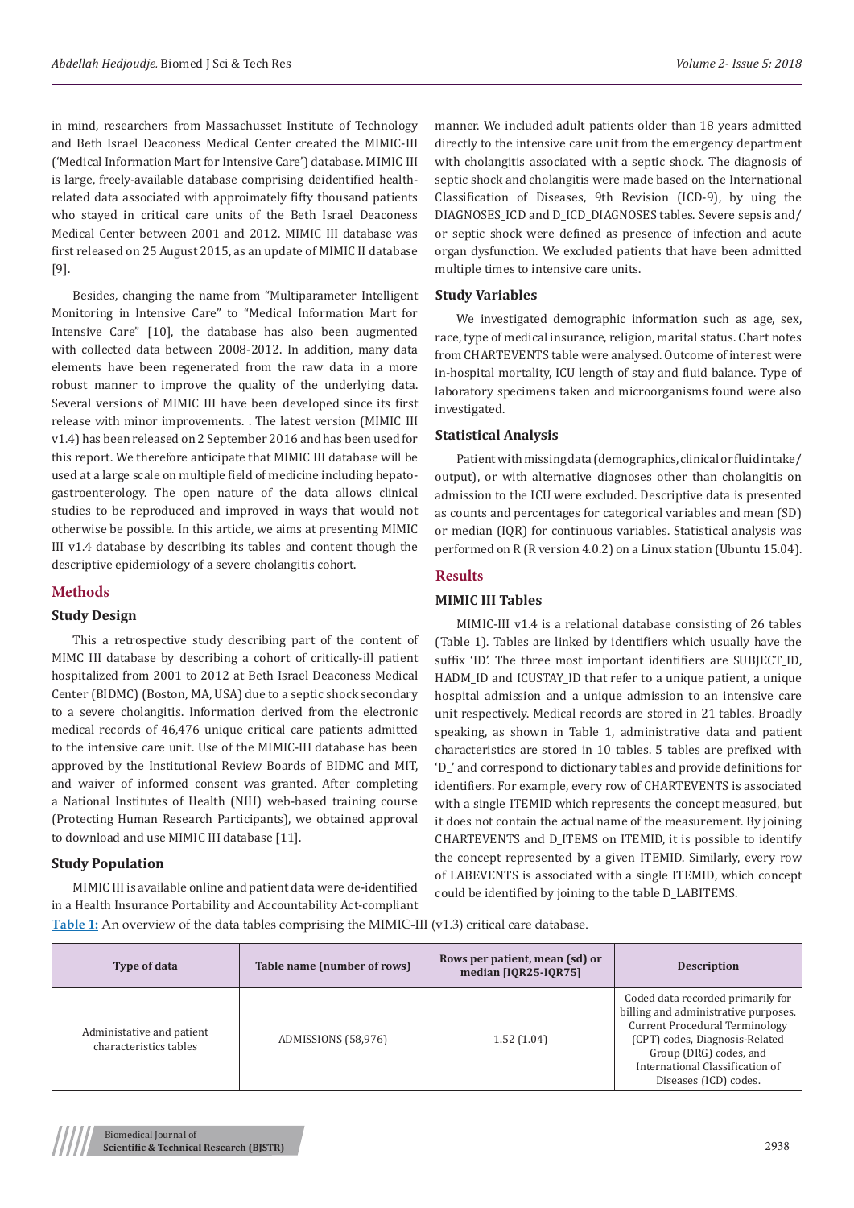in mind, researchers from Massachusset Institute of Technology and Beth Israel Deaconess Medical Center created the MIMIC-III ('Medical Information Mart for Intensive Care') database. MIMIC III is large, freely-available database comprising deidentified health-related data associated with approimately fifty thousand patients who stayed in critical care units of the Beth Israel Deaconess Medical Center between 2001 and 2012. MIMIC III database was first released on 25 August 2015, as an update of MIMIC II database [9].

Besides, changing the name from "Multiparameter Intelligent Monitoring in Intensive Care" to "Medical Information Mart for Intensive Care" [10], the database has also been augmented with collected data between 2008-2012. In addition, many data elements have been regenerated from the raw data in a more robust manner to improve the quality of the underlying data. Several versions of MIMIC III have been developed since its first release with minor improvements. . The latest version (MIMIC III v1.4) has been released on 2 September 2016 and has been used for this report. We therefore anticipate that MIMIC III database will be used at a large scale on multiple field of medicine including hepato-gastroenterology. The open nature of the data allows clinical studies to be reproduced and improved in ways that would not otherwise be possible. In this article, we aims at presenting MIMIC III v1.4 database by describing its tables and content though the descriptive epidemiology of a severe cholangitis cohort.

## Methods

### Study Design

This a retrospective study describing part of the content of MIMC III database by describing a cohort of critically-ill patient hospitalized from 2001 to 2012 at Beth Israel Deaconess Medical Center (BIDMC) (Boston, MA, USA) due to a septic shock secondary to a severe cholangitis. Information derived from the electronic medical records of 46,476 unique critical care patients admitted to the intensive care unit. Use of the MIMIC-III database has been approved by the Institutional Review Boards of BIDMC and MIT, and waiver of informed consent was granted. After completing a National Institutes of Health (NIH) web-based training course (Protecting Human Research Participants), we obtained approval to download and use MIMIC III database [11].

### Study Population

MIMIC III is available online and patient data were de-identified in a Health Insurance Portability and Accountability Act-compliant manner. We included adult patients older than 18 years admitted directly to the intensive care unit from the emergency department with cholangitis associated with a septic shock. The diagnosis of septic shock and cholangitis were made based on the International Classification of Diseases, 9th Revision (ICD-9), by uing the DIAGNOSES_ICD and D_ICD_DIAGNOSES tables. Severe sepsis and/or septic shock were defined as presence of infection and acute organ dysfunction. We excluded patients that have been admitted multiple times to intensive care units.

### Study Variables

We investigated demographic information such as age, sex, race, type of medical insurance, religion, marital status. Chart notes from CHARTEVENTS table were analysed. Outcome of interest were in-hospital mortality, ICU length of stay and fluid balance. Type of laboratory specimens taken and microorganisms found were also investigated.

### Statistical Analysis

Patient with missing data (demographics, clinical or fluid intake/output), or with alternative diagnoses other than cholangitis on admission to the ICU were excluded. Descriptive data is presented as counts and percentages for categorical variables and mean (SD) or median (IQR) for continuous variables. Statistical analysis was performed on R (R version 4.0.2) on a Linux station (Ubuntu 15.04).

## Results

### MIMIC III Tables

MIMIC-III v1.4 is a relational database consisting of 26 tables (Table 1). Tables are linked by identifiers which usually have the suffix 'ID'. The three most important identifiers are SUBJECT_ID, HADM_ID and ICUSTAY_ID that refer to a unique patient, a unique hospital admission and a unique admission to an intensive care unit respectively. Medical records are stored in 21 tables. Broadly speaking, as shown in Table 1, administrative data and patient characteristics are stored in 10 tables. 5 tables are prefixed with 'D_' and correspond to dictionary tables and provide definitions for identifiers. For example, every row of CHARTEVENTS is associated with a single ITEMID which represents the concept measured, but it does not contain the actual name of the measurement. By joining CHARTEVENTS and D_ITEMS on ITEMID, it is possible to identify the concept represented by a given ITEMID. Similarly, every row of LABEVENTS is associated with a single ITEMID, which concept could be identified by joining to the table D_LABITEMS.

**Table 1:** An overview of the data tables comprising the MIMIC-III (v1.3) critical care database.

| Type of data | Table name (number of rows) | Rows per patient, mean (sd) or median [IQR25-IQR75] | Description |
|---|---|---|---|
| Administative and patient characteristics tables | ADMISSIONS (58,976) | 1.52 (1.04) | Coded data recorded primarily for billing and administrative purposes. Current Procedural Terminology (CPT) codes, Diagnosis-Related Group (DRG) codes, and International Classification of Diseases (ICD) codes. |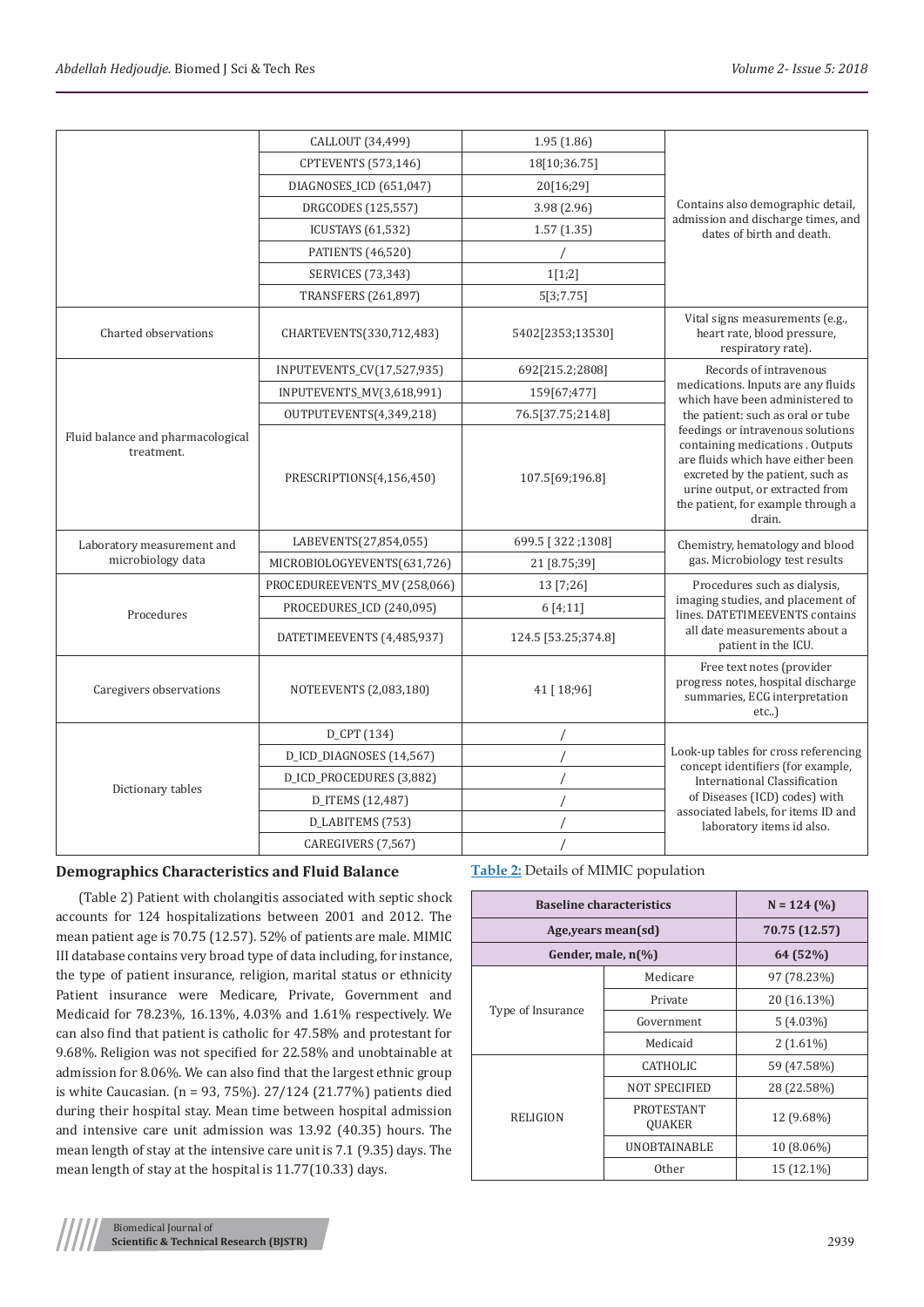| | CALLOUT (34,499) | 1.95 (1.86) | Contains also demographic detail, admission and discharge times, and dates of birth and death. |
|---|---|---|---|
| | CPTEVENTS (573,146) | 18[10;36.75] | |
| | DIAGNOSES_ICD (651,047) | 20[16;29] | |
| | DRGCODES (125,557) | 3.98 (2.96) | |
| | ICUSTAYS (61,532) | 1.57 (1.35) | |
| | PATIENTS (46,520) | / | |
| | SERVICES (73,343) | 1[1;2] | |
| | TRANSFERS (261,897) | 5[3;7.75] | |
| Charted observations | CHARTEVENTS(330,712,483) | 5402[2353;13530] | Vital signs measurements (e.g., heart rate, blood pressure, respiratory rate). |
| Fluid balance and pharmacological treatment. | INPUTEVENTS_CV(17,527,935) | 692[215.2;2808] | Records of intravenous medications. Inputs are any fluids which have been administered to the patient: such as oral or tube feedings or intravenous solutions containing medications . Outputs are fluids which have either been excreted by the patient, such as urine output, or extracted from the patient, for example through a drain. |
| | INPUTEVENTS_MV(3,618,991) | 159[67;477] | |
| | OUTPUTEVENTS(4,349,218) | 76.5[37.75;214.8] | |
| | PRESCRIPTIONS(4,156,450) | 107.5[69;196.8] | |
| Laboratory measurement and microbiology data | LABEVENTS(27,854,055) | 699.5 [ 322 ;1308] | Chemistry, hematology and blood gas. Microbiology test results |
| | MICROBIOLOGYEVENTS(631,726) | 21 [8.75;39] | |
| Procedures | PROCEDUREEVENTS_MV (258,066) | 13 [7;26] | Procedures such as dialysis, imaging studies, and placement of lines. DATETIMEEVENTS contains all date measurements about a patient in the ICU. |
| | PROCEDURES_ICD (240,095) | 6 [4;11] | |
| | DATETIMEEVENTS (4,485,937) | 124.5 [53.25;374.8] | |
| Caregivers observations | NOTEEVENTS (2,083,180) | 41 [ 18;96] | Free text notes (provider progress notes, hospital discharge summaries, ECG interpretation etc..) |
| Dictionary tables | D_CPT (134) | / | Look-up tables for cross referencing concept identifiers (for example, International Classification of Diseases (ICD) codes) with associated labels, for items ID and laboratory items id also. |
| | D_ICD_DIAGNOSES (14,567) | / | |
| | D_ICD_PROCEDURES (3,882) | / | |
| | D_ITEMS (12,487) | / | |
| | D_LABITEMS (753) | / | |
| | CAREGIVERS (7,567) | / | |

## Demographics Characteristics and Fluid Balance

(Table 2) Patient with cholangitis associated with septic shock accounts for 124 hospitalizations between 2001 and 2012. The mean patient age is 70.75 (12.57). 52% of patients are male. MIMIC III database contains very broad type of data including, for instance, the type of patient insurance, religion, marital status or ethnicity Patient insurance were Medicare, Private, Government and Medicaid for 78.23%, 16.13%, 4.03% and 1.61% respectively. We can also find that patient is catholic for 47.58% and protestant for 9.68%. Religion was not specified for 22.58% and unobtainable at admission for 8.06%. We can also find that the largest ethnic group is white Caucasian. (n = 93, 75%). 27/124 (21.77%) patients died during their hospital stay. Mean time between hospital admission and intensive care unit admission was 13.92 (40.35) hours. The mean length of stay at the intensive care unit is 7.1 (9.35) days. The mean length of stay at the hospital is 11.77(10.33) days.

**Table 2:** Details of MIMIC population

| Baseline characteristics | | N = 124 (%) |
|---|---|---|
| Age,years mean(sd) | | 70.75 (12.57) |
| Gender, male, n(%) | | 64 (52%) |
| Type of Insurance | Medicare | 97 (78.23%) |
| | Private | 20 (16.13%) |
| | Government | 5 (4.03%) |
| | Medicaid | 2 (1.61%) |
| RELIGION | CATHOLIC | 59 (47.58%) |
| | NOT SPECIFIED | 28 (22.58%) |
| | PROTESTANT QUAKER | 12 (9.68%) |
| | UNOBTAINABLE | 10 (8.06%) |
| | Other | 15 (12.1%) |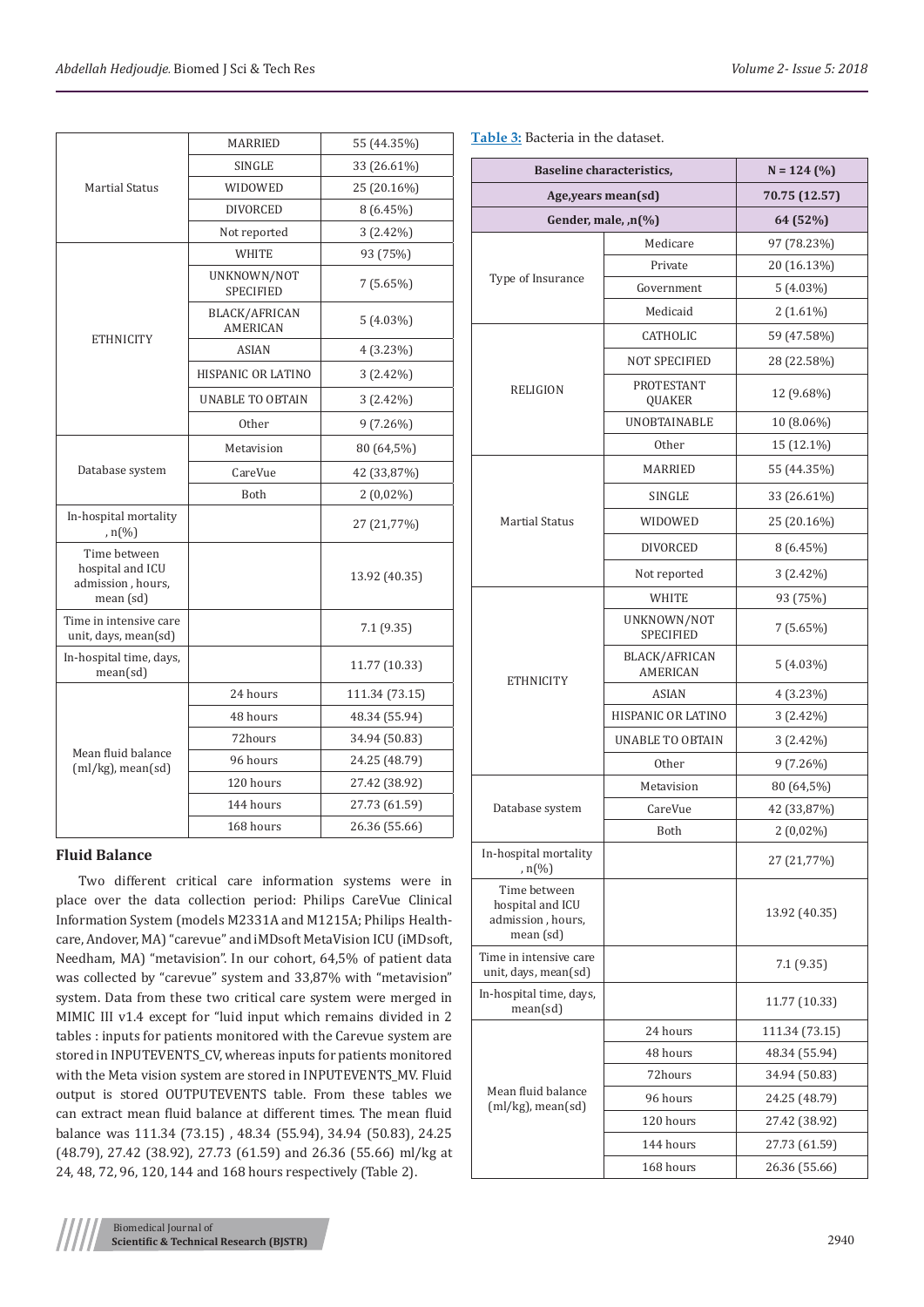| | | |
|---|---|---|
| Martial Status | MARRIED | 55 (44.35%) |
| | SINGLE | 33 (26.61%) |
| | WIDOWED | 25 (20.16%) |
| | DIVORCED | 8 (6.45%) |
| | Not reported | 3 (2.42%) |
| ETHNICITY | WHITE | 93 (75%) |
| | UNKNOWN/NOT SPECIFIED | 7 (5.65%) |
| | BLACK/AFRICAN AMERICAN | 5 (4.03%) |
| | ASIAN | 4 (3.23%) |
| | HISPANIC OR LATINO | 3 (2.42%) |
| | UNABLE TO OBTAIN | 3 (2.42%) |
| | Other | 9 (7.26%) |
| Database system | Metavision | 80 (64,5%) |
| | CareVue | 42 (33,87%) |
| | Both | 2 (0,02%) |
| In-hospital mortality , n(%) | | 27 (21,77%) |
| Time between hospital and ICU admission , hours, mean (sd) | | 13.92 (40.35) |
| Time in intensive care unit, days, mean(sd) | | 7.1 (9.35) |
| In-hospital time, days, mean(sd) | | 11.77 (10.33) |
| Mean fluid balance (ml/kg), mean(sd) | 24 hours | 111.34 (73.15) |
| | 48 hours | 48.34 (55.94) |
| | 72hours | 34.94 (50.83) |
| | 96 hours | 24.25 (48.79) |
| | 120 hours | 27.42 (38.92) |
| | 144 hours | 27.73 (61.59) |
| | 168 hours | 26.36 (55.66) |

## Fluid Balance

Two different critical care information systems were in place over the data collection period: Philips CareVue Clinical Information System (models M2331A and M1215A; Philips Healthcare, Andover, MA) "carevue" and iMDsoft MetaVision ICU (iMDsoft, Needham, MA) "metavision". In our cohort, 64,5% of patient data was collected by "carevue" system and 33,87% with "metavision" system. Data from these two critical care system were merged in MIMIC III v1.4 except for "luid input which remains divided in 2 tables : inputs for patients monitored with the Carevue system are stored in INPUTEVENTS_CV, whereas inputs for patients monitored with the Meta vision system are stored in INPUTEVENTS_MV. Fluid output is stored OUTPUTEVENTS table. From these tables we can extract mean fluid balance at different times. The mean fluid balance was 111.34 (73.15) , 48.34 (55.94), 34.94 (50.83), 24.25 (48.79), 27.42 (38.92), 27.73 (61.59) and 26.36 (55.66) ml/kg at 24, 48, 72, 96, 120, 144 and 168 hours respectively (Table 2).

**Table 3:** Bacteria in the dataset.

| Baseline characteristics, | | N = 124 (%) |
|---|---|---|
| **Age,years mean(sd)** | | **70.75 (12.57)** |
| **Gender, male, ,n(%)** | | **64 (52%)** |
| Type of Insurance | Medicare | 97 (78.23%) |
| | Private | 20 (16.13%) |
| | Government | 5 (4.03%) |
| | Medicaid | 2 (1.61%) |
| RELIGION | CATHOLIC | 59 (47.58%) |
| | NOT SPECIFIED | 28 (22.58%) |
| | PROTESTANT QUAKER | 12 (9.68%) |
| | UNOBTAINABLE | 10 (8.06%) |
| | Other | 15 (12.1%) |
| Martial Status | MARRIED | 55 (44.35%) |
| | SINGLE | 33 (26.61%) |
| | WIDOWED | 25 (20.16%) |
| | DIVORCED | 8 (6.45%) |
| | Not reported | 3 (2.42%) |
| ETHNICITY | WHITE | 93 (75%) |
| | UNKNOWN/NOT SPECIFIED | 7 (5.65%) |
| | BLACK/AFRICAN AMERICAN | 5 (4.03%) |
| | ASIAN | 4 (3.23%) |
| | HISPANIC OR LATINO | 3 (2.42%) |
| | UNABLE TO OBTAIN | 3 (2.42%) |
| | Other | 9 (7.26%) |
| Database system | Metavision | 80 (64,5%) |
| | CareVue | 42 (33,87%) |
| | Both | 2 (0,02%) |
| In-hospital mortality , n(%) | | 27 (21,77%) |
| Time between hospital and ICU admission , hours, mean (sd) | | 13.92 (40.35) |
| Time in intensive care unit, days, mean(sd) | | 7.1 (9.35) |
| In-hospital time, days, mean(sd) | | 11.77 (10.33) |
| Mean fluid balance (ml/kg), mean(sd) | 24 hours | 111.34 (73.15) |
| | 48 hours | 48.34 (55.94) |
| | 72hours | 34.94 (50.83) |
| | 96 hours | 24.25 (48.79) |
| | 120 hours | 27.42 (38.92) |
| | 144 hours | 27.73 (61.59) |
| | 168 hours | 26.36 (55.66) |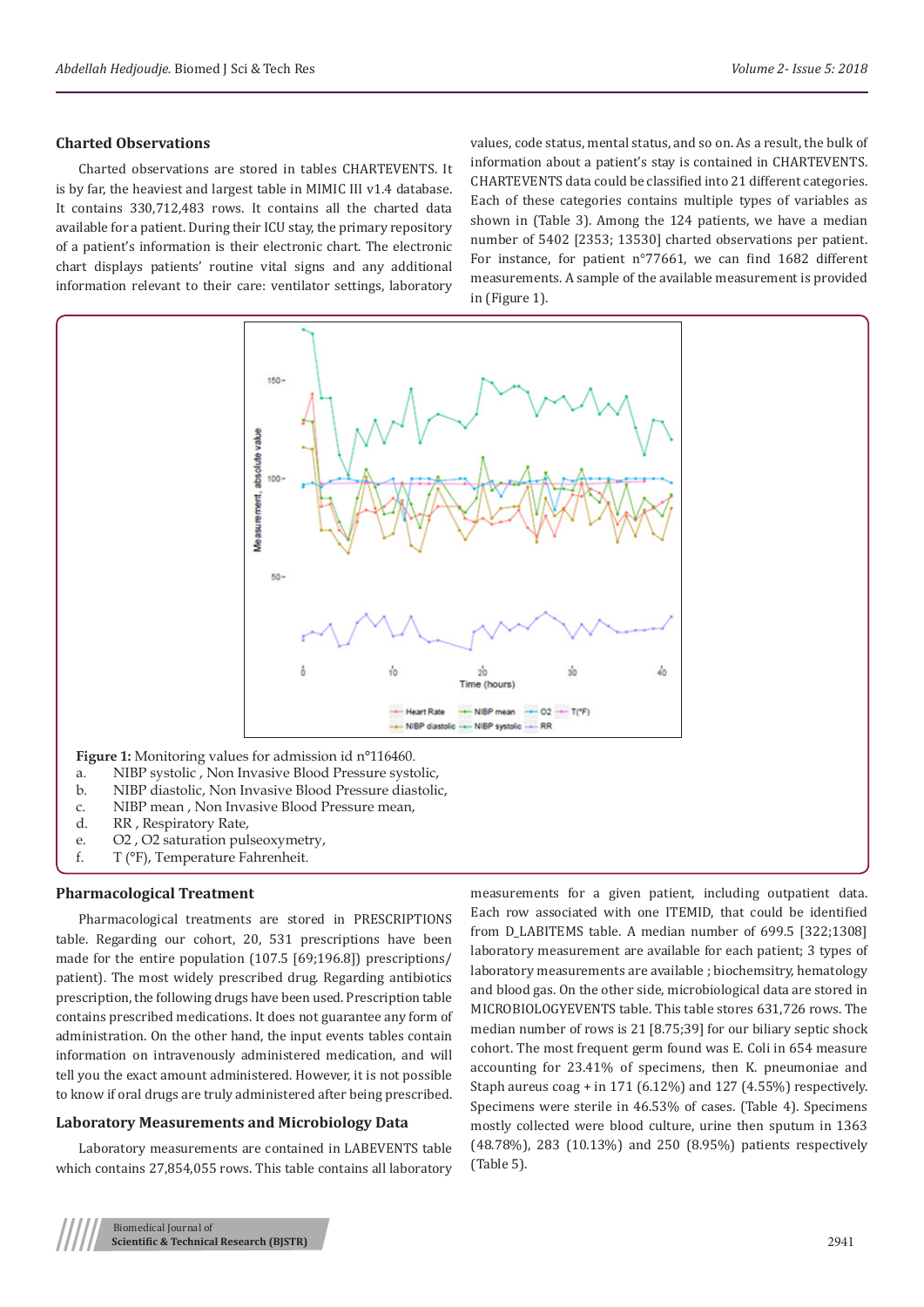## Charted Observations

Charted observations are stored in tables CHARTEVENTS. It is by far, the heaviest and largest table in MIMIC III v1.4 database. It contains 330,712,483 rows. It contains all the charted data available for a patient. During their ICU stay, the primary repository of a patient's information is their electronic chart. The electronic chart displays patients' routine vital signs and any additional information relevant to their care: ventilator settings, laboratory values, code status, mental status, and so on. As a result, the bulk of information about a patient's stay is contained in CHARTEVENTS. CHARTEVENTS data could be classified into 21 different categories. Each of these categories contains multiple types of variables as shown in (Table 3). Among the 124 patients, we have a median number of 5402 [2353; 13530] charted observations per patient. For instance, for patient n°77661, we can find 1682 different measurements. A sample of the available measurement is provided in (Figure 1).

**Figure 1:** Monitoring values for admission id n°116460.

a. NIBP systolic , Non Invasive Blood Pressure systolic,
b. NIBP diastolic, Non Invasive Blood Pressure diastolic,
c. NIBP mean , Non Invasive Blood Pressure mean,
d. RR , Respiratory Rate,
e. O2 , O2 saturation pulseoxymetry,
f. T (°F), Temperature Fahrenheit.

## Pharmacological Treatment

Pharmacological treatments are stored in PRESCRIPTIONS table. Regarding our cohort, 20, 531 prescriptions have been made for the entire population (107.5 [69;196.8]) prescriptions/ patient). The most widely prescribed drug. Regarding antibiotics prescription, the following drugs have been used. Prescription table contains prescribed medications. It does not guarantee any form of administration. On the other hand, the input events tables contain information on intravenously administered medication, and will tell you the exact amount administered. However, it is not possible to know if oral drugs are truly administered after being prescribed.

## Laboratory Measurements and Microbiology Data

Laboratory measurements are contained in LABEVENTS table which contains 27,854,055 rows. This table contains all laboratory measurements for a given patient, including outpatient data. Each row associated with one ITEMID, that could be identified from D_LABITEMS table. A median number of 699.5 [322;1308] laboratory measurement are available for each patient; 3 types of laboratory measurements are available ; biochemsitry, hematology and blood gas. On the other side, microbiological data are stored in MICROBIOLOGYEVENTS table. This table stores 631,726 rows. The median number of rows is 21 [8.75;39] for our biliary septic shock cohort. The most frequent germ found was E. Coli in 654 measure accounting for 23.41% of specimens, then K. pneumoniae and Staph aureus coag + in 171 (6.12%) and 127 (4.55%) respectively. Specimens were sterile in 46.53% of cases. (Table 4). Specimens mostly collected were blood culture, urine then sputum in 1363 (48.78%), 283 (10.13%) and 250 (8.95%) patients respectively (Table 5).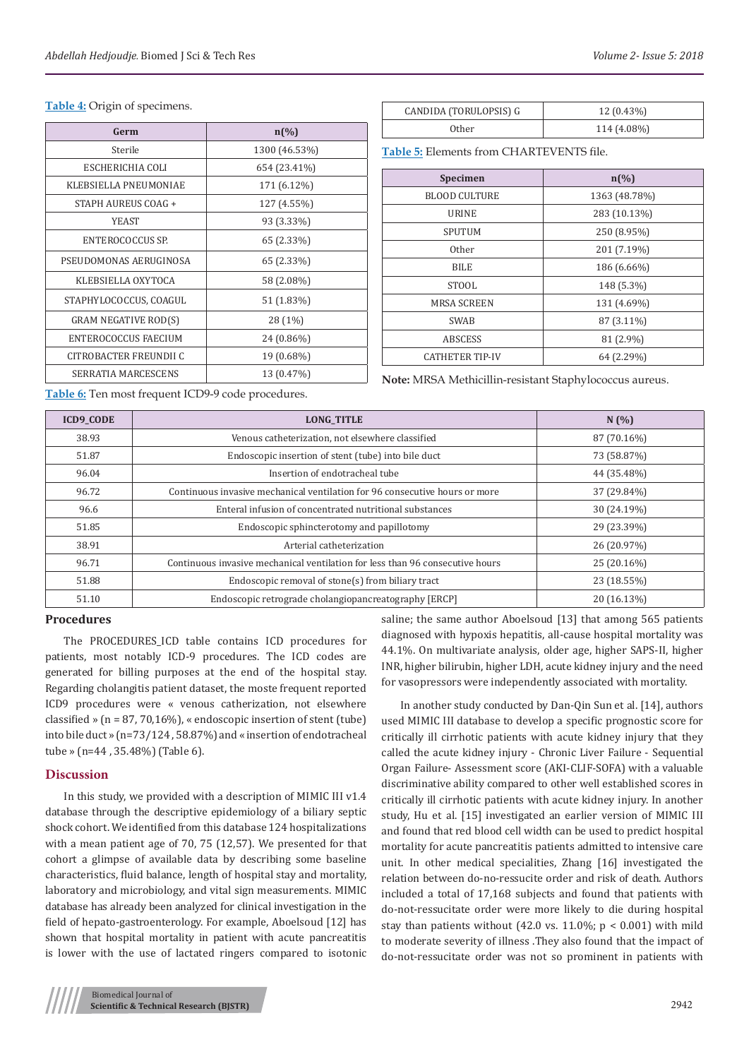**Table 4:** Origin of specimens.

| Germ | n(%) |
|---|---|
| Sterile | 1300 (46.53%) |
| ESCHERICHIA COLI | 654 (23.41%) |
| KLEBSIELLA PNEUMONIAE | 171 (6.12%) |
| STAPH AUREUS COAG + | 127 (4.55%) |
| YEAST | 93 (3.33%) |
| ENTEROCOCCUS SP. | 65 (2.33%) |
| PSEUDOMONAS AERUGINOSA | 65 (2.33%) |
| KLEBSIELLA OXYTOCA | 58 (2.08%) |
| STAPHYLOCOCCUS, COAGUL | 51 (1.83%) |
| GRAM NEGATIVE ROD(S) | 28 (1%) |
| ENTEROCOCCUS FAECIUM | 24 (0.86%) |
| CITROBACTER FREUNDII C | 19 (0.68%) |
| SERRATIA MARCESCENS | 13 (0.47%) |
| CANDIDA (TORULOPSIS) G | 12 (0.43%) |
| Other | 114 (4.08%) |

**Table 5:** Elements from CHARTEVENTS file.

| Specimen | n(%) |
|---|---|
| BLOOD CULTURE | 1363 (48.78%) |
| URINE | 283 (10.13%) |
| SPUTUM | 250 (8.95%) |
| Other | 201 (7.19%) |
| BILE | 186 (6.66%) |
| STOOL | 148 (5.3%) |
| MRSA SCREEN | 131 (4.69%) |
| SWAB | 87 (3.11%) |
| ABSCESS | 81 (2.9%) |
| CATHETER TIP-IV | 64 (2.29%) |

**Note:** MRSA Methicillin-resistant Staphylococcus aureus.

**Table 6:** Ten most frequent ICD9-9 code procedures.

| ICD9_CODE | LONG_TITLE | N (%) |
|---|---|---|
| 38.93 | Venous catheterization, not elsewhere classified | 87 (70.16%) |
| 51.87 | Endoscopic insertion of stent (tube) into bile duct | 73 (58.87%) |
| 96.04 | Insertion of endotracheal tube | 44 (35.48%) |
| 96.72 | Continuous invasive mechanical ventilation for 96 consecutive hours or more | 37 (29.84%) |
| 96.6 | Enteral infusion of concentrated nutritional substances | 30 (24.19%) |
| 51.85 | Endoscopic sphincterotomy and papillotomy | 29 (23.39%) |
| 38.91 | Arterial catheterization | 26 (20.97%) |
| 96.71 | Continuous invasive mechanical ventilation for less than 96 consecutive hours | 25 (20.16%) |
| 51.88 | Endoscopic removal of stone(s) from biliary tract | 23 (18.55%) |
| 51.10 | Endoscopic retrograde cholangiopancreatography [ERCP] | 20 (16.13%) |

## Procedures

The PROCEDURES_ICD table contains ICD procedures for patients, most notably ICD-9 procedures. The ICD codes are generated for billing purposes at the end of the hospital stay. Regarding cholangitis patient dataset, the moste frequent reported ICD9 procedures were « venous catherization, not elsewhere classified » (n = 87, 70,16%), « endoscopic insertion of stent (tube) into bile duct » (n=73/124 , 58.87%) and « insertion of endotracheal tube » (n=44 , 35.48%) (Table 6).

## Discussion

In this study, we provided with a description of MIMIC III v1.4 database through the descriptive epidemiology of a biliary septic shock cohort. We identified from this database 124 hospitalizations with a mean patient age of 70, 75 (12,57). We presented for that cohort a glimpse of available data by describing some baseline characteristics, fluid balance, length of hospital stay and mortality, laboratory and microbiology, and vital sign measurements. MIMIC database has already been analyzed for clinical investigation in the field of hepato-gastroenterology. For example, Aboelsoud [12] has shown that hospital mortality in patient with acute pancreatitis is lower with the use of lactated ringers compared to isotonic saline; the same author Aboelsoud [13] that among 565 patients diagnosed with hypoxia hepatitis, all-cause hospital mortality was 44.1%. On multivariate analysis, older age, higher SAPS-II, higher INR, higher bilirubin, higher LDH, acute kidney injury and the need for vasopressors were independently associated with mortality.

In another study conducted by Dan-Qin Sun et al. [14], authors used MIMIC III database to develop a specific prognostic score for critically ill cirrhotic patients with acute kidney injury that they called the acute kidney injury - Chronic Liver Failure - Sequential Organ Failure- Assessment score (AKI-CLIF-SOFA) with a valuable discriminative ability compared to other well established scores in critically ill cirrhotic patients with acute kidney injury. In another study, Hu et al. [15] investigated an earlier version of MIMIC III and found that red blood cell width can be used to predict hospital mortality for acute pancreatitis patients admitted to intensive care unit. In other medical specialities, Zhang [16] investigated the relation between do-no-ressucite order and risk of death. Authors included a total of 17,168 subjects and found that patients with do-not-ressucitate order were more likely to die during hospital stay than patients without (42.0 vs. 11.0%; $p < 0.001$) with mild to moderate severity of illness .They also found that the impact of do-not-ressucitate order was not so prominent in patients with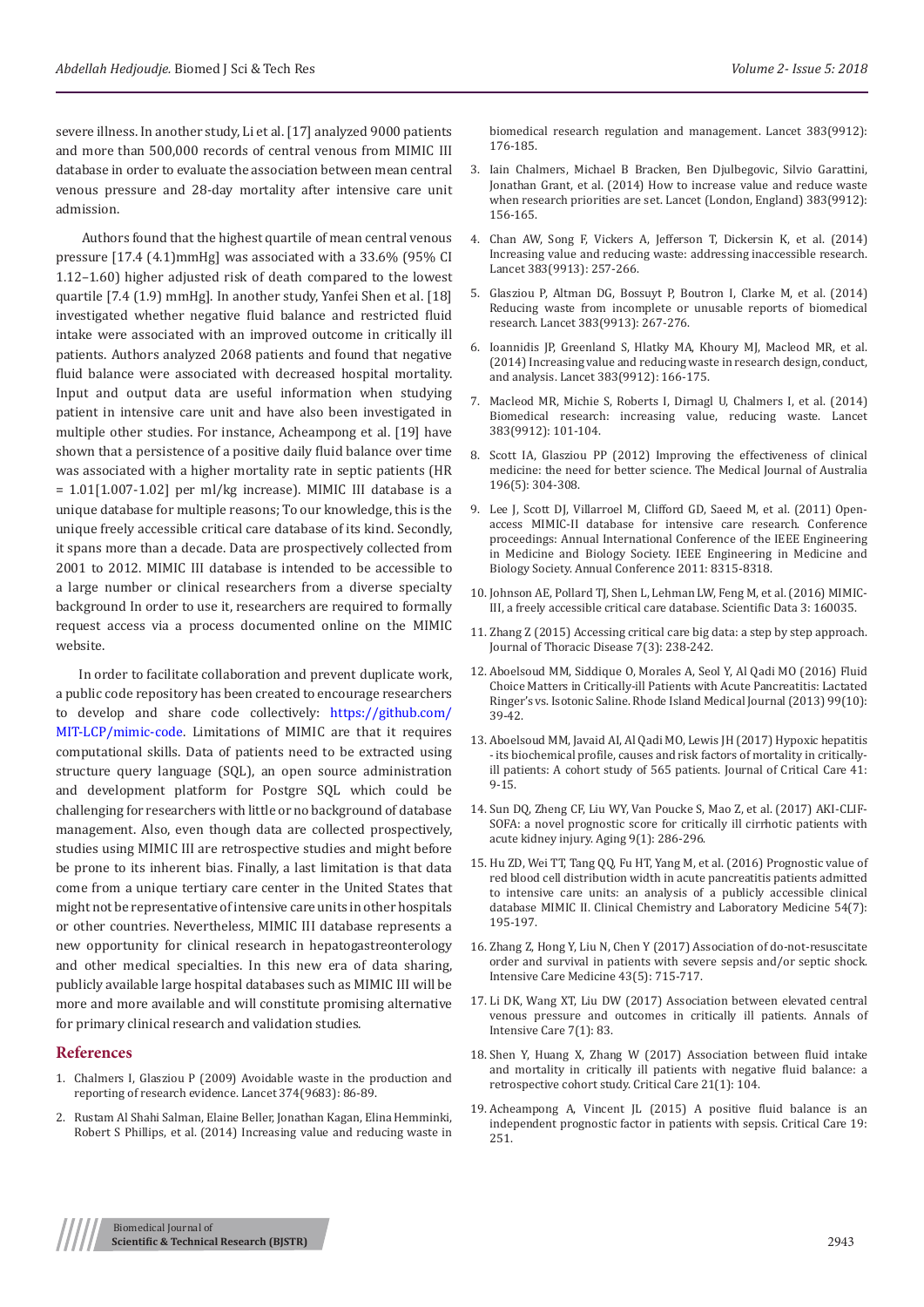severe illness. In another study, Li et al. [17] analyzed 9000 patients and more than 500,000 records of central venous from MIMIC III database in order to evaluate the association between mean central venous pressure and 28-day mortality after intensive care unit admission.

Authors found that the highest quartile of mean central venous pressure [17.4 (4.1)mmHg] was associated with a 33.6% (95% CI 1.12–1.60) higher adjusted risk of death compared to the lowest quartile [7.4 (1.9) mmHg]. In another study, Yanfei Shen et al. [18] investigated whether negative fluid balance and restricted fluid intake were associated with an improved outcome in critically ill patients. Authors analyzed 2068 patients and found that negative fluid balance were associated with decreased hospital mortality. Input and output data are useful information when studying patient in intensive care unit and have also been investigated in multiple other studies. For instance, Acheampong et al. [19] have shown that a persistence of a positive daily fluid balance over time was associated with a higher mortality rate in septic patients (HR = 1.01[1.007-1.02] per ml/kg increase). MIMIC III database is a unique database for multiple reasons; To our knowledge, this is the unique freely accessible critical care database of its kind. Secondly, it spans more than a decade. Data are prospectively collected from 2001 to 2012. MIMIC III database is intended to be accessible to a large number or clinical researchers from a diverse specialty background In order to use it, researchers are required to formally request access via a process documented online on the MIMIC website.

In order to facilitate collaboration and prevent duplicate work, a public code repository has been created to encourage researchers to develop and share code collectively: https://github.com/MIT-LCP/mimic-code. Limitations of MIMIC are that it requires computational skills. Data of patients need to be extracted using structure query language (SQL), an open source administration and development platform for Postgre SQL which could be challenging for researchers with little or no background of database management. Also, even though data are collected prospectively, studies using MIMIC III are retrospective studies and might before be prone to its inherent bias. Finally, a last limitation is that data come from a unique tertiary care center in the United States that might not be representative of intensive care units in other hospitals or other countries. Nevertheless, MIMIC III database represents a new opportunity for clinical research in hepatogastroenterology and other medical specialties. In this new era of data sharing, publicly available large hospital databases such as MIMIC III will be more and more available and will constitute promising alternative for primary clinical research and validation studies.

## References

1. Chalmers I, Glasziou P (2009) Avoidable waste in the production and reporting of research evidence. Lancet 374(9683): 86-89.
2. Rustam Al Shahi Salman, Elaine Beller, Jonathan Kagan, Elina Hemminki, Robert S Phillips, et al. (2014) Increasing value and reducing waste in biomedical research regulation and management. Lancet 383(9912): 176-185.
3. Iain Chalmers, Michael B Bracken, Ben Djulbegovic, Silvio Garattini, Jonathan Grant, et al. (2014) How to increase value and reduce waste when research priorities are set. Lancet (London, England) 383(9912): 156-165.
4. Chan AW, Song F, Vickers A, Jefferson T, Dickersin K, et al. (2014) Increasing value and reducing waste: addressing inaccessible research. Lancet 383(9913): 257-266.
5. Glasziou P, Altman DG, Bossuyt P, Boutron I, Clarke M, et al. (2014) Reducing waste from incomplete or unusable reports of biomedical research. Lancet 383(9913): 267-276.
6. Ioannidis JP, Greenland S, Hlatky MA, Khoury MJ, Macleod MR, et al. (2014) Increasing value and reducing waste in research design, conduct, and analysis. Lancet 383(9912): 166-175.
7. Macleod MR, Michie S, Roberts I, Dirnagl U, Chalmers I, et al. (2014) Biomedical research: increasing value, reducing waste. Lancet 383(9912): 101-104.
8. Scott IA, Glasziou PP (2012) Improving the effectiveness of clinical medicine: the need for better science. The Medical Journal of Australia 196(5): 304-308.
9. Lee J, Scott DJ, Villarroel M, Clifford GD, Saeed M, et al. (2011) Open-access MIMIC-II database for intensive care research. Conference proceedings: Annual International Conference of the IEEE Engineering in Medicine and Biology Society. IEEE Engineering in Medicine and Biology Society. Annual Conference 2011: 8315-8318.
10. Johnson AE, Pollard TJ, Shen L, Lehman LW, Feng M, et al. (2016) MIMIC-III, a freely accessible critical care database. Scientific Data 3: 160035.
11. Zhang Z (2015) Accessing critical care big data: a step by step approach. Journal of Thoracic Disease 7(3): 238-242.
12. Aboelsoud MM, Siddique O, Morales A, Seol Y, Al Qadi MO (2016) Fluid Choice Matters in Critically-ill Patients with Acute Pancreatitis: Lactated Ringer's vs. Isotonic Saline. Rhode Island Medical Journal (2013) 99(10): 39-42.
13. Aboelsoud MM, Javaid AI, Al Qadi MO, Lewis JH (2017) Hypoxic hepatitis - its biochemical profile, causes and risk factors of mortality in critically-ill patients: A cohort study of 565 patients. Journal of Critical Care 41: 9-15.
14. Sun DQ, Zheng CF, Liu WY, Van Poucke S, Mao Z, et al. (2017) AKI-CLIF-SOFA: a novel prognostic score for critically ill cirrhotic patients with acute kidney injury. Aging 9(1): 286-296.
15. Hu ZD, Wei TT, Tang QQ, Fu HT, Yang M, et al. (2016) Prognostic value of red blood cell distribution width in acute pancreatitis patients admitted to intensive care units: an analysis of a publicly accessible clinical database MIMIC II. Clinical Chemistry and Laboratory Medicine 54(7): 195-197.
16. Zhang Z, Hong Y, Liu N, Chen Y (2017) Association of do-not-resuscitate order and survival in patients with severe sepsis and/or septic shock. Intensive Care Medicine 43(5): 715-717.
17. Li DK, Wang XT, Liu DW (2017) Association between elevated central venous pressure and outcomes in critically ill patients. Annals of Intensive Care 7(1): 83.
18. Shen Y, Huang X, Zhang W (2017) Association between fluid intake and mortality in critically ill patients with negative fluid balance: a retrospective cohort study. Critical Care 21(1): 104.
19. Acheampong A, Vincent JL (2015) A positive fluid balance is an independent prognostic factor in patients with sepsis. Critical Care 19: 251.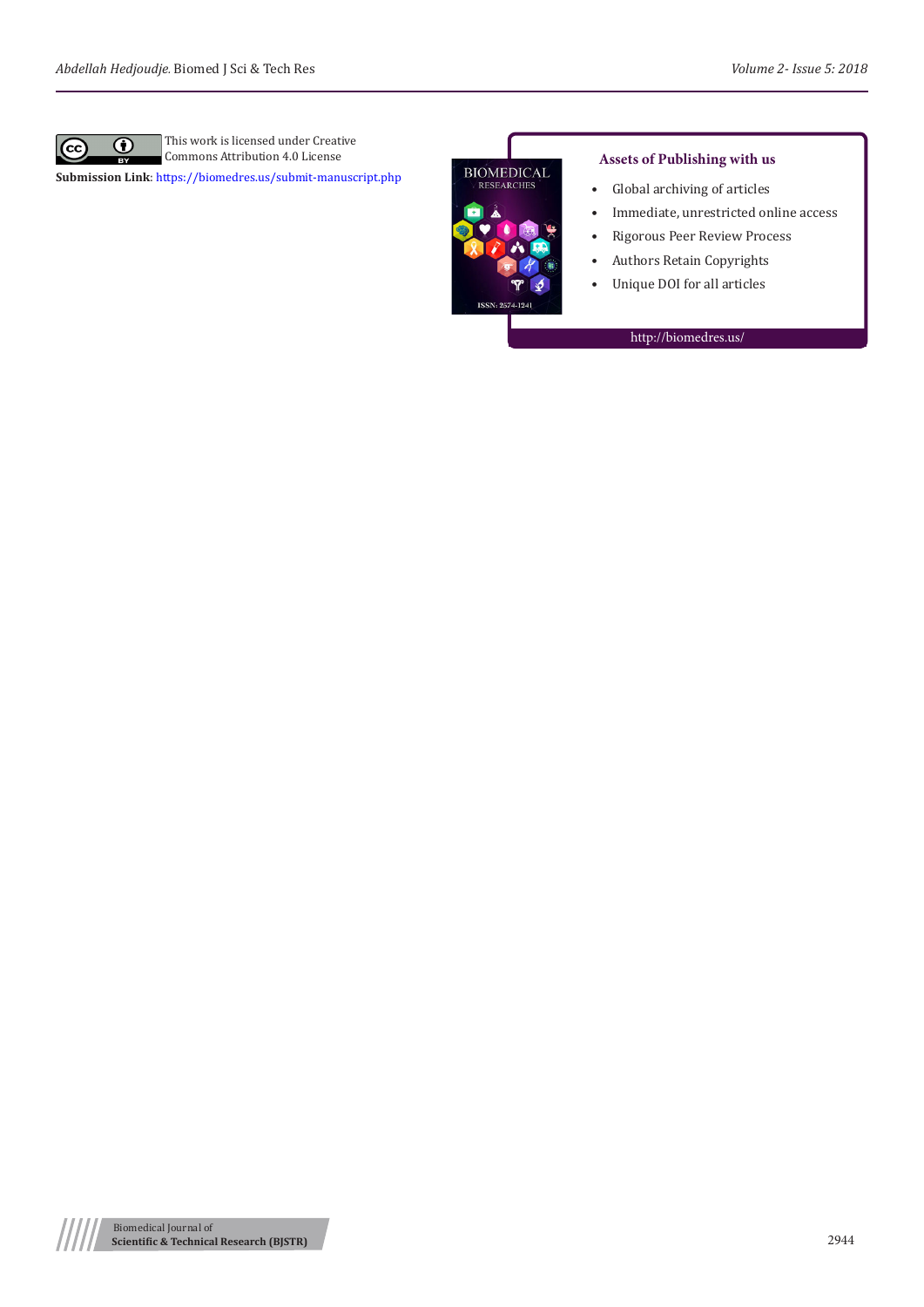This work is licensed under Creative Commons Attribution 4.0 License

**Submission Link**: https://biomedres.us/submit-manuscript.php

### Assets of Publishing with us

- Global archiving of articles
- Immediate, unrestricted online access
- Rigorous Peer Review Process
- Authors Retain Copyrights
- Unique DOI for all articles

http://biomedres.us/